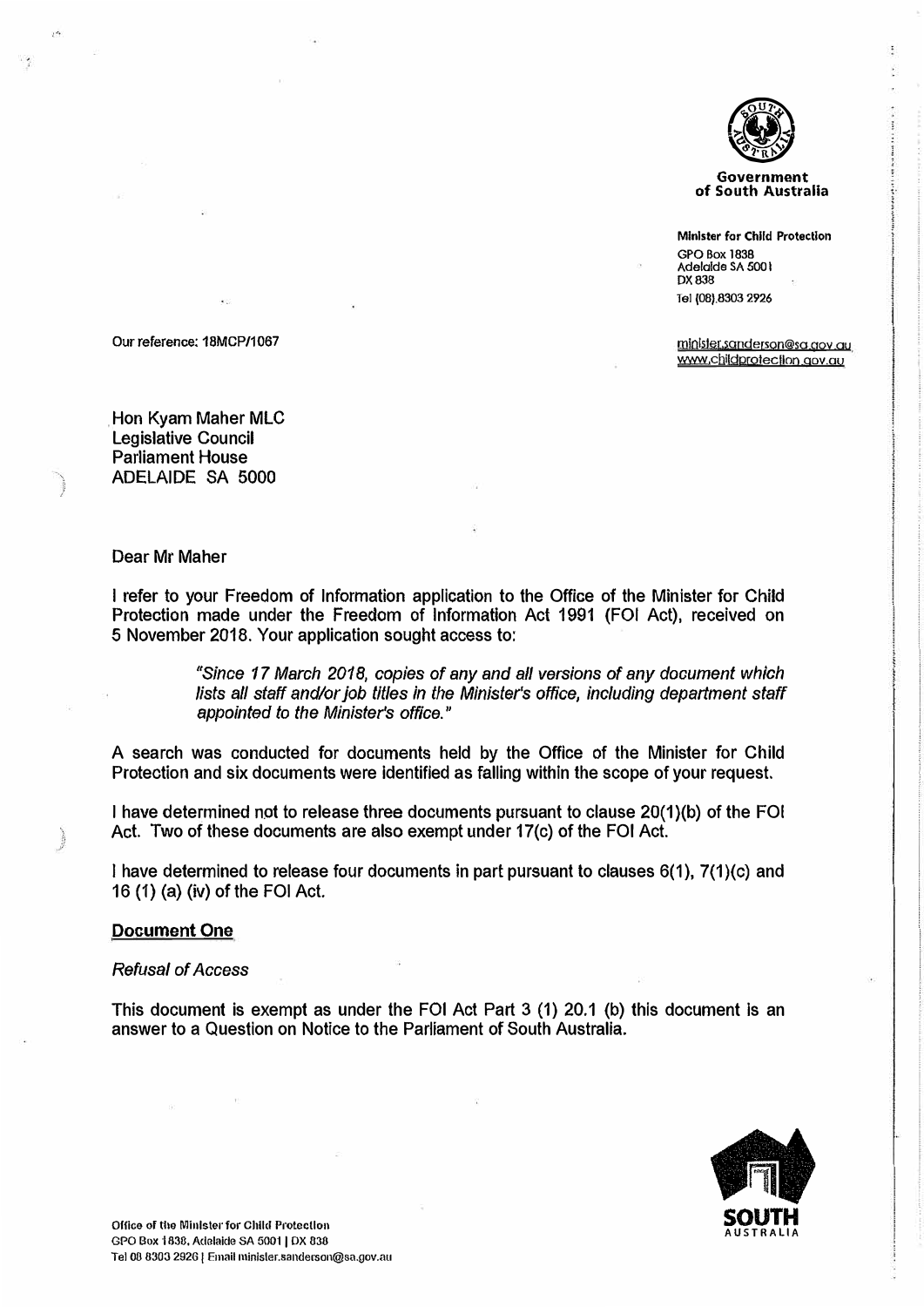Government of South Australia

**Minister for Child Protection**
GPO Box 1838
Adelaide SA 5001
DX 838
Tel (08) 8303 2926

minister.sanderson@sa.gov.au
www.childprotection.gov.au

Our reference: 18MCP/1067

Hon Kyam Maher MLC
Legislative Council
Parliament House
ADELAIDE SA 5000

Dear Mr Maher

I refer to your Freedom of Information application to the Office of the Minister for Child Protection made under the Freedom of Information Act 1991 (FOI Act), received on 5 November 2018. Your application sought access to:

> *"Since 17 March 2018, copies of any and all versions of any document which lists all staff and/or job titles in the Minister's office, including department staff appointed to the Minister's office."*

A search was conducted for documents held by the Office of the Minister for Child Protection and six documents were identified as falling within the scope of your request.

I have determined not to release three documents pursuant to clause 20(1)(b) of the FOI Act. Two of these documents are also exempt under 17(c) of the FOI Act.

I have determined to release four documents in part pursuant to clauses 6(1), 7(1)(c) and 16 (1) (a) (iv) of the FOI Act.

## Document One

*Refusal of Access*

This document is exempt as under the FOI Act Part 3 (1) 20.1 (b) this document is an answer to a Question on Notice to the Parliament of South Australia.

Office of the Minister for Child Protection
GPO Box 1838, Adelaide SA 5001 | DX 838
Tel 08 8303 2926 | Email minister.sanderson@sa.gov.au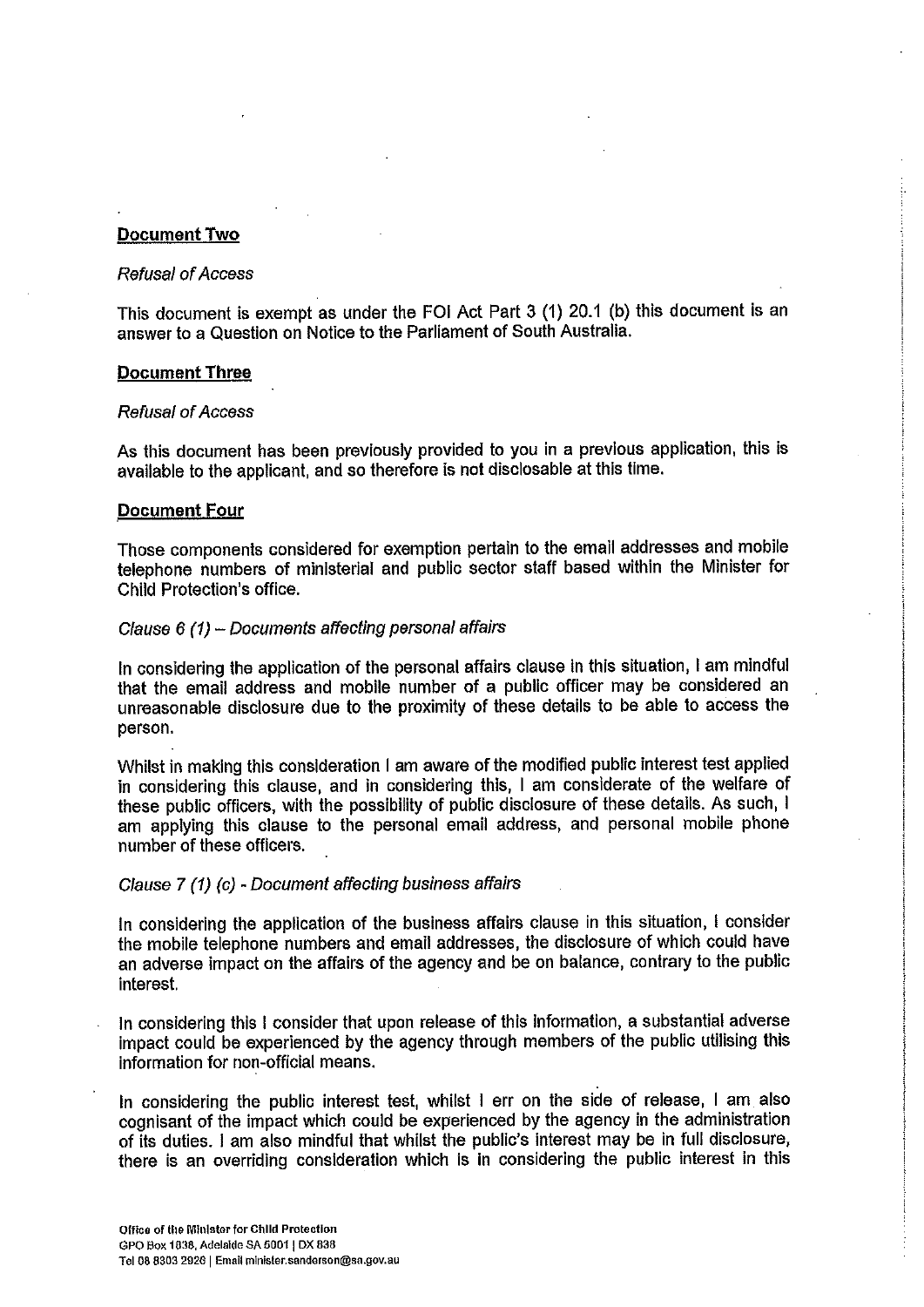**Document Two**

*Refusal of Access*

This document is exempt as under the FOI Act Part 3 (1) 20.1 (b) this document is an answer to a Question on Notice to the Parliament of South Australia.

**Document Three**

*Refusal of Access*

As this document has been previously provided to you in a previous application, this is available to the applicant, and so therefore is not disclosable at this time.

**Document Four**

Those components considered for exemption pertain to the email addresses and mobile telephone numbers of ministerial and public sector staff based within the Minister for Child Protection's office.

*Clause 6 (1) – Documents affecting personal affairs*

In considering the application of the personal affairs clause in this situation, I am mindful that the email address and mobile number of a public officer may be considered an unreasonable disclosure due to the proximity of these details to be able to access the person.

Whilst in making this consideration I am aware of the modified public interest test applied in considering this clause, and in considering this, I am considerate of the welfare of these public officers, with the possibility of public disclosure of these details. As such, I am applying this clause to the personal email address, and personal mobile phone number of these officers.

*Clause 7 (1) (c) - Document affecting business affairs*

In considering the application of the business affairs clause in this situation, I consider the mobile telephone numbers and email addresses, the disclosure of which could have an adverse impact on the affairs of the agency and be on balance, contrary to the public interest.

In considering this I consider that upon release of this information, a substantial adverse impact could be experienced by the agency through members of the public utilising this information for non-official means.

In considering the public interest test, whilst I err on the side of release, I am also cognisant of the impact which could be experienced by the agency in the administration of its duties. I am also mindful that whilst the public's interest may be in full disclosure, there is an overriding consideration which is in considering the public interest in this

Office of the Minister for Child Protection
GPO Box 1838, Adelaide SA 5001 | DX 838
Tel 08 8303 2926 | Email minister.sanderson@sa.gov.au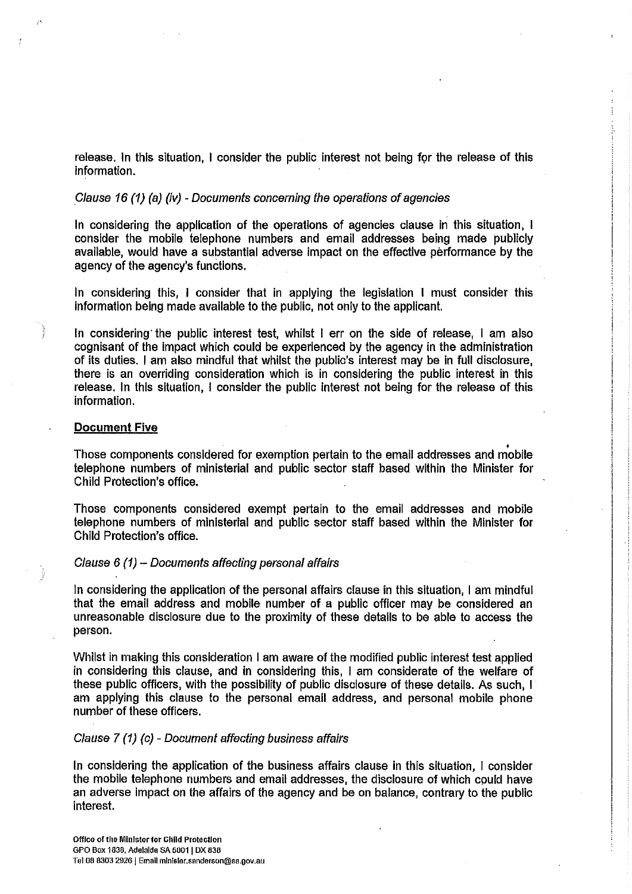release. In this situation, I consider the public interest not being for the release of this information.

*Clause 16 (1) (a) (iv) - Documents concerning the operations of agencies*

In considering the application of the operations of agencies clause in this situation, I consider the mobile telephone numbers and email addresses being made publicly available, would have a substantial adverse impact on the effective performance by the agency of the agency's functions.

In considering this, I consider that in applying the legislation I must consider this information being made available to the public, not only to the applicant.

In considering the public interest test, whilst I err on the side of release, I am also cognisant of the impact which could be experienced by the agency in the administration of its duties. I am also mindful that whilst the public's interest may be in full disclosure, there is an overriding consideration which is in considering the public interest in this release. In this situation, I consider the public interest not being for the release of this information.

**Document Five**

Those components considered for exemption pertain to the email addresses and mobile telephone numbers of ministerial and public sector staff based within the Minister for Child Protection's office.

Those components considered exempt pertain to the email addresses and mobile telephone numbers of ministerial and public sector staff based within the Minister for Child Protection's office.

*Clause 6 (1) – Documents affecting personal affairs*

In considering the application of the personal affairs clause in this situation, I am mindful that the email address and mobile number of a public officer may be considered an unreasonable disclosure due to the proximity of these details to be able to access the person.

Whilst in making this consideration I am aware of the modified public interest test applied in considering this clause, and in considering this, I am considerate of the welfare of these public officers, with the possibility of public disclosure of these details. As such, I am applying this clause to the personal email address, and personal mobile phone number of these officers.

*Clause 7 (1) (c) - Document affecting business affairs*

In considering the application of the business affairs clause in this situation, I consider the mobile telephone numbers and email addresses, the disclosure of which could have an adverse impact on the affairs of the agency and be on balance, contrary to the public interest.

Office of the Minister for Child Protection
GPO Box 1838, Adelaide SA 5001 | DX 838
Tel 08 8303 2926 | Email minister.sanderson@sa.gov.au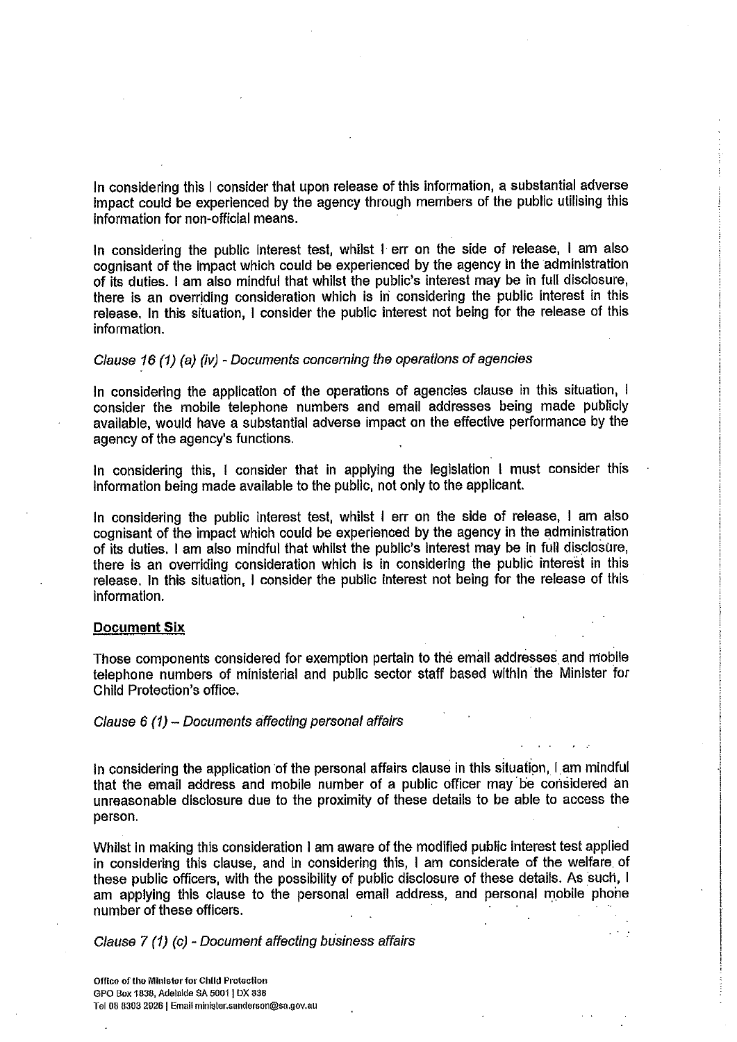In considering this I consider that upon release of this information, a substantial adverse impact could be experienced by the agency through members of the public utilising this information for non-official means.

In considering the public interest test, whilst I err on the side of release, I am also cognisant of the impact which could be experienced by the agency in the administration of its duties. I am also mindful that whilst the public's interest may be in full disclosure, there is an overriding consideration which is in considering the public interest in this release. In this situation, I consider the public interest not being for the release of this information.

*Clause 16 (1) (a) (iv) - Documents concerning the operations of agencies*

In considering the application of the operations of agencies clause in this situation, I consider the mobile telephone numbers and email addresses being made publicly available, would have a substantial adverse impact on the effective performance by the agency of the agency's functions.

In considering this, I consider that in applying the legislation I must consider this information being made available to the public, not only to the applicant.

In considering the public interest test, whilst I err on the side of release, I am also cognisant of the impact which could be experienced by the agency in the administration of its duties. I am also mindful that whilst the public's interest may be in full disclosure, there is an overriding consideration which is in considering the public interest in this release. In this situation, I consider the public interest not being for the release of this information.

**Document Six**

Those components considered for exemption pertain to the email addresses and mobile telephone numbers of ministerial and public sector staff based within the Minister for Child Protection's office.

*Clause 6 (1) – Documents affecting personal affairs*

In considering the application of the personal affairs clause in this situation, I am mindful that the email address and mobile number of a public officer may be considered an unreasonable disclosure due to the proximity of these details to be able to access the person.

Whilst in making this consideration I am aware of the modified public interest test applied in considering this clause, and in considering this, I am considerate of the welfare of these public officers, with the possibility of public disclosure of these details. As such, I am applying this clause to the personal email address, and personal mobile phone number of these officers.

*Clause 7 (1) (c) - Document affecting business affairs*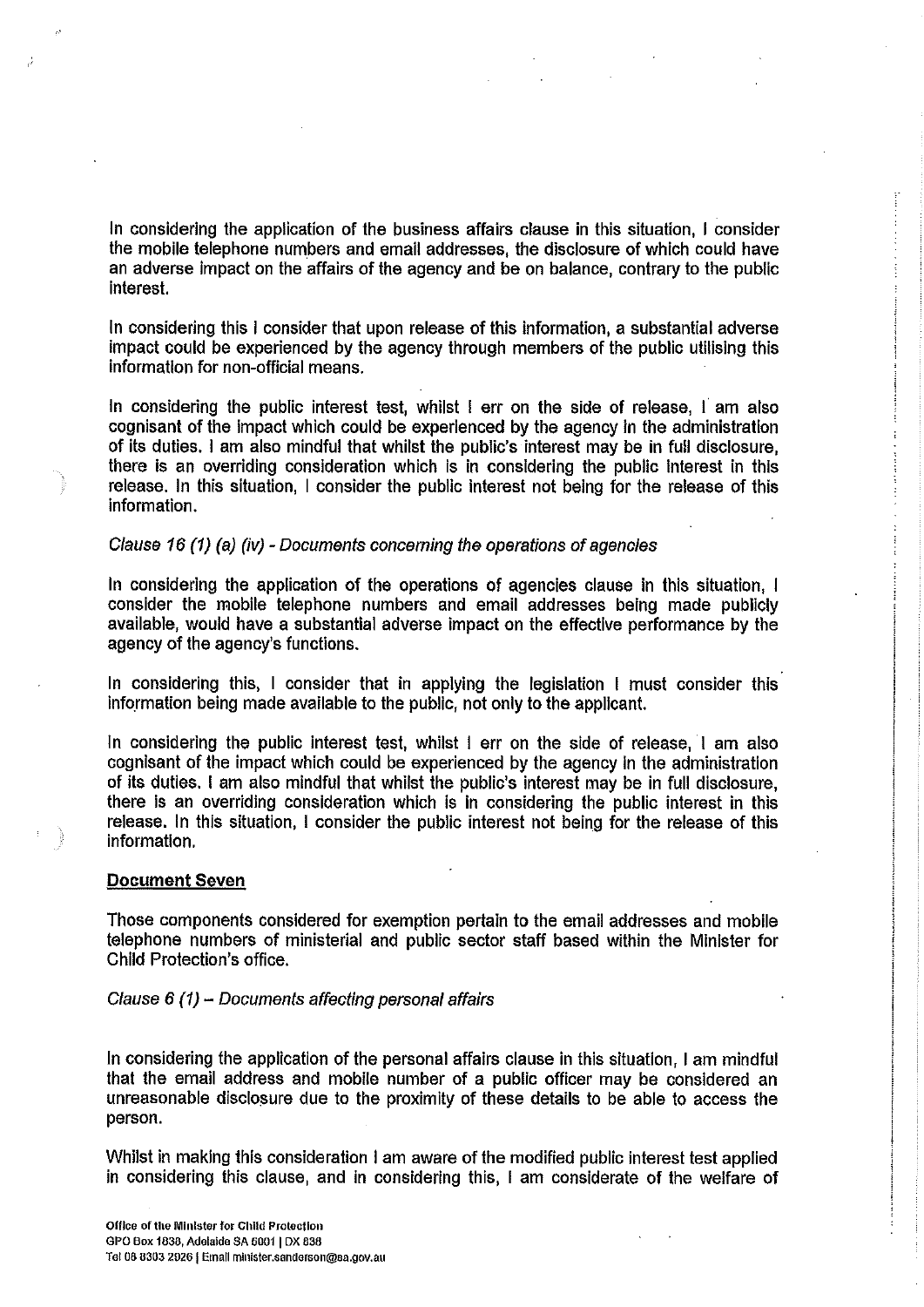In considering the application of the business affairs clause in this situation, I consider the mobile telephone numbers and email addresses, the disclosure of which could have an adverse impact on the affairs of the agency and be on balance, contrary to the public interest.

In considering this I consider that upon release of this information, a substantial adverse impact could be experienced by the agency through members of the public utilising this information for non-official means.

In considering the public interest test, whilst I err on the side of release, I am also cognisant of the impact which could be experienced by the agency in the administration of its duties. I am also mindful that whilst the public's interest may be in full disclosure, there is an overriding consideration which is in considering the public interest in this release. In this situation, I consider the public interest not being for the release of this information.

*Clause 16 (1) (a) (iv) - Documents concerning the operations of agencies*

In considering the application of the operations of agencies clause in this situation, I consider the mobile telephone numbers and email addresses being made publicly available, would have a substantial adverse impact on the effective performance by the agency of the agency's functions.

In considering this, I consider that in applying the legislation I must consider this information being made available to the public, not only to the applicant.

In considering the public interest test, whilst I err on the side of release, I am also cognisant of the impact which could be experienced by the agency in the administration of its duties. I am also mindful that whilst the public's interest may be in full disclosure, there is an overriding consideration which is in considering the public interest in this release. In this situation, I consider the public interest not being for the release of this information.

**Document Seven**

Those components considered for exemption pertain to the email addresses and mobile telephone numbers of ministerial and public sector staff based within the Minister for Child Protection's office.

*Clause 6 (1) – Documents affecting personal affairs*

In considering the application of the personal affairs clause in this situation, I am mindful that the email address and mobile number of a public officer may be considered an unreasonable disclosure due to the proximity of these details to be able to access the person.

Whilst in making this consideration I am aware of the modified public interest test applied in considering this clause, and in considering this, I am considerate of the welfare of

Office of the Minister for Child Protection
GPO Box 1838, Adelaide SA 5001 | DX 838
Tel 08 8303 2026 | Email minister.sanderson@sa.gov.au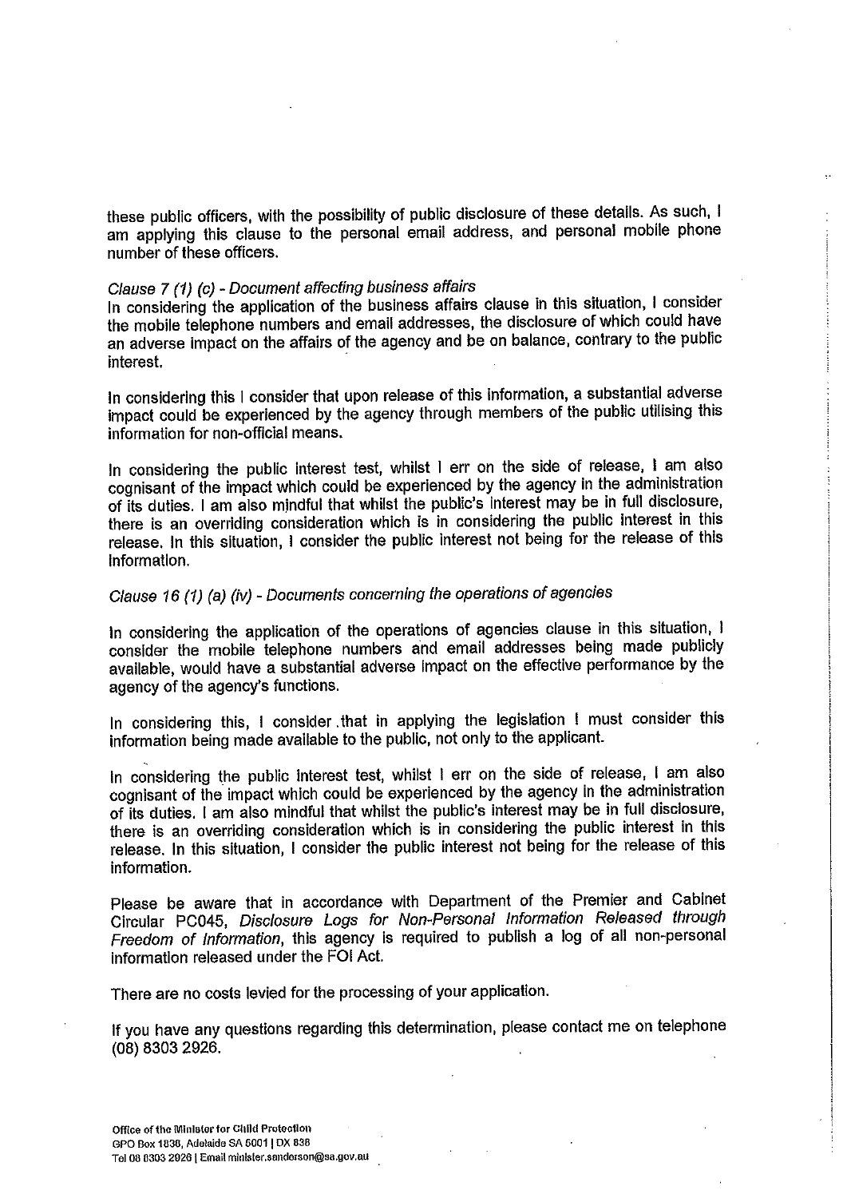these public officers, with the possibility of public disclosure of these details. As such, I am applying this clause to the personal email address, and personal mobile phone number of these officers.

*Clause 7 (1) (c) - Document affecting business affairs*

In considering the application of the business affairs clause in this situation, I consider the mobile telephone numbers and email addresses, the disclosure of which could have an adverse impact on the affairs of the agency and be on balance, contrary to the public interest.

In considering this I consider that upon release of this information, a substantial adverse impact could be experienced by the agency through members of the public utilising this information for non-official means.

In considering the public interest test, whilst I err on the side of release, I am also cognisant of the impact which could be experienced by the agency in the administration of its duties. I am also mindful that whilst the public's interest may be in full disclosure, there is an overriding consideration which is in considering the public interest in this release. In this situation, I consider the public interest not being for the release of this information.

*Clause 16 (1) (a) (iv) - Documents concerning the operations of agencies*

In considering the application of the operations of agencies clause in this situation, I consider the mobile telephone numbers and email addresses being made publicly available, would have a substantial adverse impact on the effective performance by the agency of the agency's functions.

In considering this, I consider that in applying the legislation I must consider this information being made available to the public, not only to the applicant.

In considering the public interest test, whilst I err on the side of release, I am also cognisant of the impact which could be experienced by the agency in the administration of its duties. I am also mindful that whilst the public's interest may be in full disclosure, there is an overriding consideration which is in considering the public interest in this release. In this situation, I consider the public interest not being for the release of this information.

Please be aware that in accordance with Department of the Premier and Cabinet Circular PC045, *Disclosure Logs for Non-Personal Information Released through Freedom of Information*, this agency is required to publish a log of all non-personal information released under the FOI Act.

There are no costs levied for the processing of your application.

If you have any questions regarding this determination, please contact me on telephone (08) 8303 2926.

Office of the Minister for Child Protection
GPO Box 1838, Adelaide SA 5001 | DX 838
Tel 08 8303 2926 | Email minister.sanderson@sa.gov.au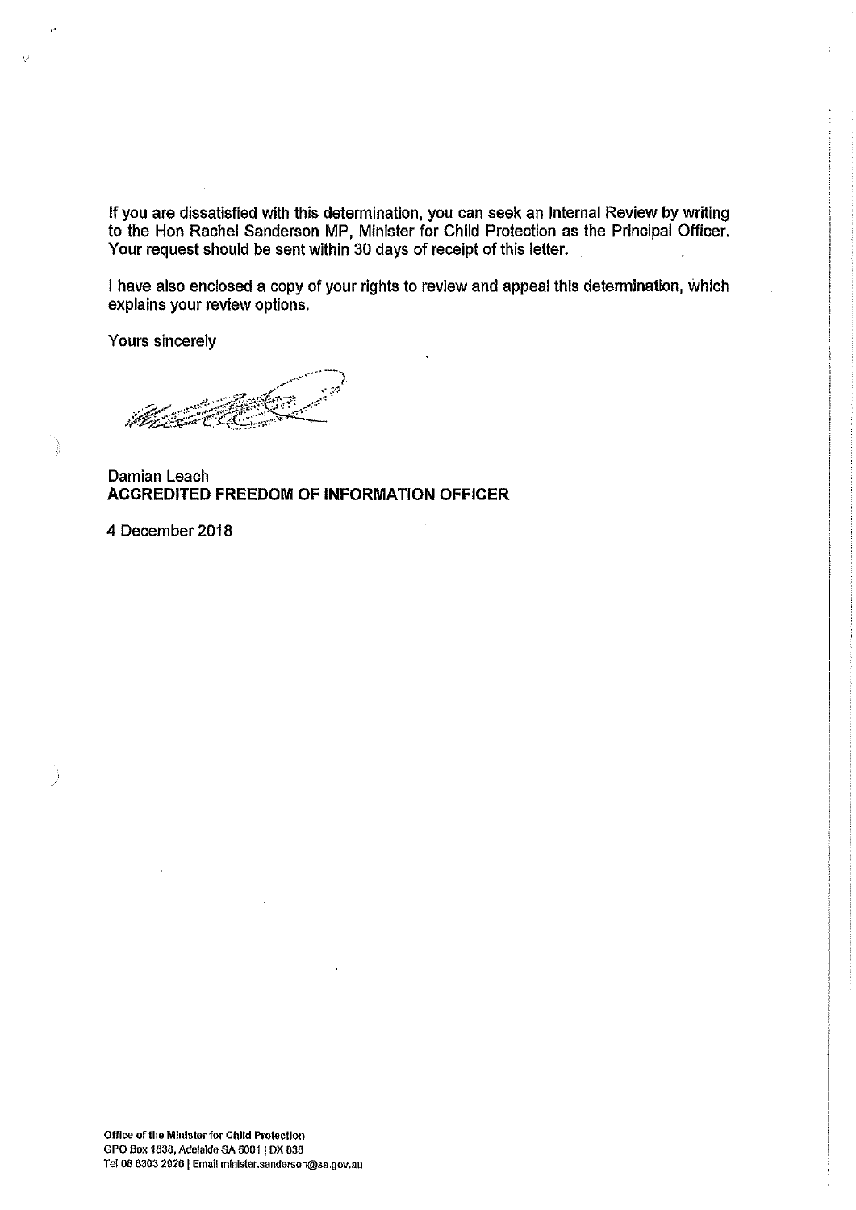If you are dissatisfied with this determination, you can seek an Internal Review by writing to the Hon Rachel Sanderson MP, Minister for Child Protection as the Principal Officer. Your request should be sent within 30 days of receipt of this letter.

I have also enclosed a copy of your rights to review and appeal this determination, which explains your review options.

Yours sincerely

Damian Leach
**ACCREDITED FREEDOM OF INFORMATION OFFICER**

4 December 2018

**Office of the Minister for Child Protection**
GPO Box 1838, Adelaide SA 5001 | DX 838
Tel 08 8303 2926 | Email minister.sanderson@sa.gov.au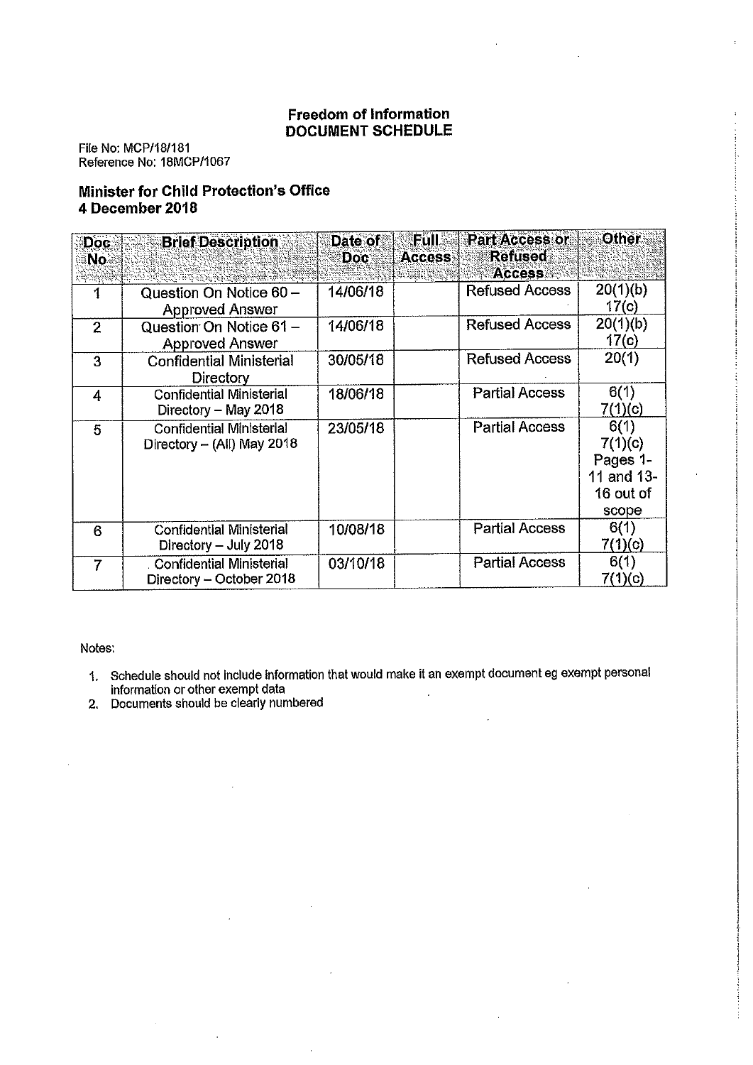**Freedom of Information**
**DOCUMENT SCHEDULE**

File No: MCP/18/181
Reference No: 18MCP/1067

### Minister for Child Protection's Office
### 4 December 2018

| Doc No | Brief Description | Date of Doc | Full Access | Part Access or Refused Access | Other |
|---|---|---|---|---|---|
| 1 | Question On Notice 60 – Approved Answer | 14/06/18 | | Refused Access | 20(1)(b) 17(c) |
| 2 | Question On Notice 61 – Approved Answer | 14/06/18 | | Refused Access | 20(1)(b) 17(c) |
| 3 | Confidential Ministerial Directory | 30/05/18 | | Refused Access | 20(1) |
| 4 | Confidential Ministerial Directory – May 2018 | 18/06/18 | | Partial Access | 6(1) 7(1)(c) |
| 5 | Confidential Ministerial Directory – (All) May 2018 | 23/05/18 | | Partial Access | 6(1) 7(1)(c) Pages 1-11 and 13-16 out of scope |
| 6 | Confidential Ministerial Directory – July 2018 | 10/08/18 | | Partial Access | 6(1) 7(1)(c) |
| 7 | Confidential Ministerial Directory – October 2018 | 03/10/18 | | Partial Access | 6(1) 7(1)(c) |

Notes:

1. Schedule should not include information that would make it an exempt document eg exempt personal information or other exempt data
2. Documents should be clearly numbered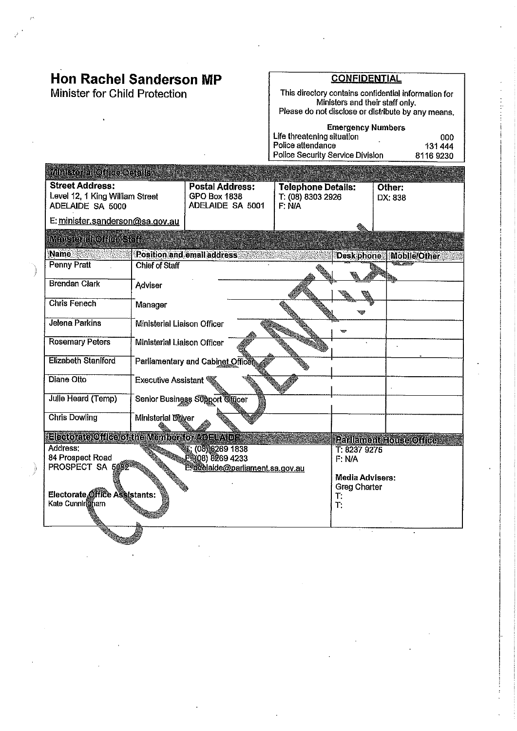# Hon Rachel Sanderson MP

Minister for Child Protection

**CONFIDENTIAL**

This directory contains confidential information for Ministers and their staff only.
Please do not disclose or distribute by any means.

**Emergency Numbers**

| | |
|---|---|
| Life threatening situation | 000 |
| Police attendance | 131 444 |
| Police Security Service Division | 8116 9230 |

**Ministerial Office Details**

| Street Address: | Postal Address: | Telephone Details: | Other: |
|---|---|---|---|
| Level 12, 1 King William Street<br>ADELAIDE SA 5000<br><br>E: minister.sanderson@sa.gov.au | GPO Box 1838<br>ADELAIDE SA 5001 | T: (08) 8303 2926<br>F: N/A | DX: 838 |

**Ministerial Office Staff**

| Name | Position and email address | Desk phone | Mobile/Other |
|---|---|---|---|
| Penny Pratt | Chief of Staff | | |
| Brendan Clark | Adviser | | |
| Chris Fenech | Manager | | |
| Jelena Parkins | Ministerial Liaison Officer | | |
| Rosemary Peters | Ministerial Liaison Officer | | |
| Elizabeth Staniford | Parliamentary and Cabinet Officer | | |
| Diane Otto | Executive Assistant | | |
| Julie Heard (Temp) | Senior Business Support Officer | | |
| Chris Dowling | Ministerial Driver | | |

**Electorate Office of the Member for ADELAIDE**

Address:
84 Prospect Road
PROSPECT SA 5082

T: (08) 8269 1838
F: (08) 8269 4233
E: adelaide@parliament.sa.gov.au

**Electorate Office Assistants:**
Kate Cunningham

**Parliament House Office**

T: 8237 9275
F: N/A

**Media Advisers:**
Greg Charter
T:
T:

CONFIDENTIAL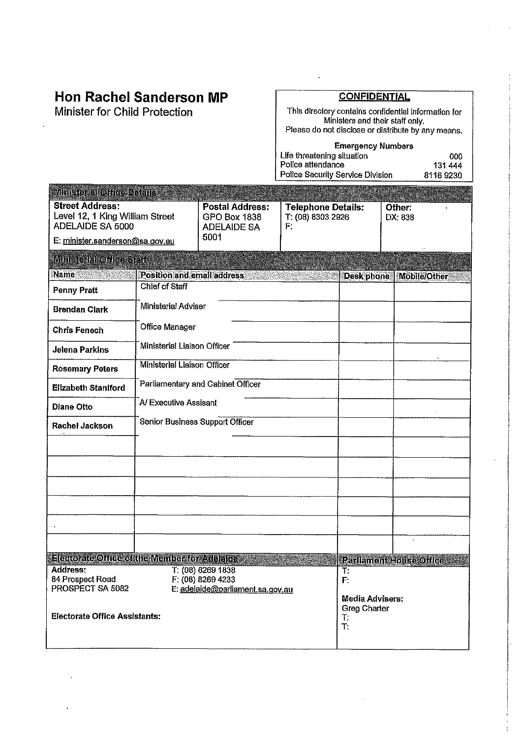# Hon Rachel Sanderson MP

Minister for Child Protection

**CONFIDENTIAL**

This directory contains confidential information for Ministers and their staff only.
Please do not disclose or distribute by any means.

**Emergency Numbers**

| | |
|---|---|
| Life threatening situation | 000 |
| Police attendance | 131 444 |
| Police Security Service Division | 8116 9230 |

## Ministerial Office Details

| **Street Address:** | **Postal Address:** | **Telephone Details:** | **Other:** |
|---|---|---|---|
| Level 12, 1 King William Street<br>ADELAIDE SA 5000<br>E: minister.sanderson@sa.gov.au | GPO Box 1838<br>ADELAIDE SA<br>5001 | T: (08) 8303 2926<br>F: | DX: 838 |

## Ministerial Office Staff

| Name | Position and email address | Desk phone | Mobile/Other |
|---|---|---|---|
| Penny Pratt | Chief of Staff | | |
| Brendan Clark | Ministerial Adviser | | |
| Chris Fenech | Office Manager | | |
| Jelena Parkins | Ministerial Liaison Officer | | |
| Rosemary Peters | Ministerial Liaison Officer | | |
| Elizabeth Staniford | Parliamentary and Cabinet Officer | | |
| Diane Otto | A/ Executive Assisant | | |
| Rachel Jackson | Senior Business Support Officer | | |
| | | | |
| | | | |
| | | | |
| | | | |
| | | | |
| | | | |

## Electorate Office of the Member for Adelaide

**Address:**
84 Prospect Road
PROSPECT SA 5082

T: (08) 8269 1838
F: (08) 8269 4233
E: adelaide@parliament.sa.gov.au

**Electorate Office Assistants:**

## Parliament House Office

T:
F:

**Media Advisers:**
Greg Charter
T:
T: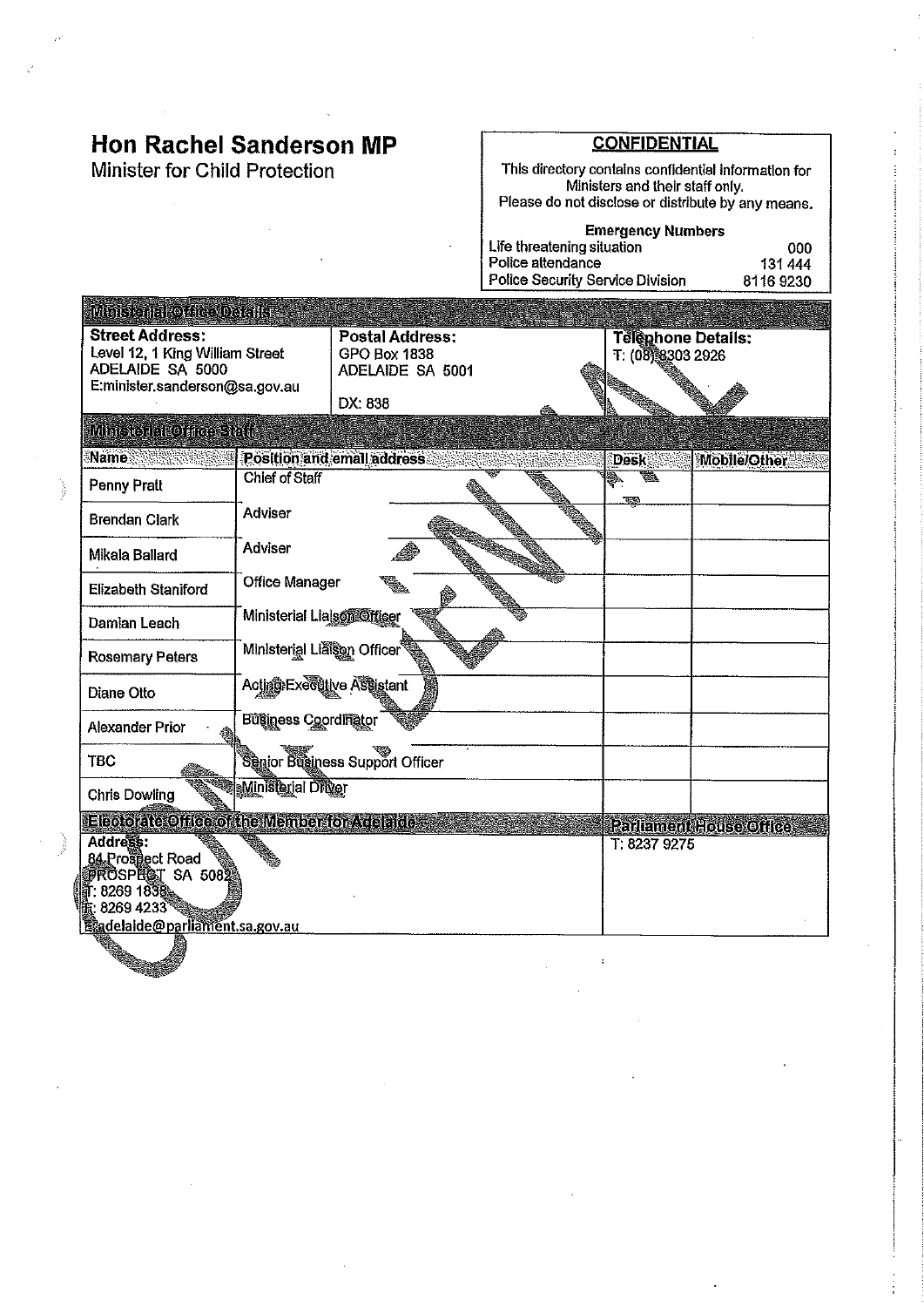# Hon Rachel Sanderson MP

Minister for Child Protection

**CONFIDENTIAL**

This directory contains confidential information for Ministers and their staff only.
Please do not disclose or distribute by any means.

**Emergency Numbers**

| | |
|---|---|
| Life threatening situation | 000 |
| Police attendance | 131 444 |
| Police Security Service Division | 8116 9230 |

## Ministerial Office Details

| Street Address: | Postal Address: | Telephone Details: |
|---|---|---|
| Level 12, 1 King William Street<br>ADELAIDE SA 5000<br>E:minister.sanderson@sa.gov.au | GPO Box 1838<br>ADELAIDE SA 5001<br><br>DX: 838 | T: (08) 8303 2926 |

## Ministerial Office Staff

| Name | Position and email address | Desk | Mobile/Other |
|---|---|---|---|
| Penny Pratt | Chief of Staff | | |
| Brendan Clark | Adviser | | |
| Mikala Ballard | Adviser | | |
| Elizabeth Staniford | Office Manager | | |
| Damian Leach | Ministerial Liaison Officer | | |
| Rosemary Peters | Ministerial Liaison Officer | | |
| Diane Otto | Acting Executive Assistant | | |
| Alexander Prior | Business Coordinator | | |
| TBC | Senior Business Support Officer | | |
| Chris Dowling | Ministerial Driver | | |

## Electorate Office of the Member for Adelaide

| Address: | Parliament House Office |
|---|---|
| 84 Prospect Road<br>PROSPECT SA 5082<br>T: 8269 1838<br>F: 8269 4233<br>E:adelaide@parliament.sa.gov.au | T: 8237 9275 |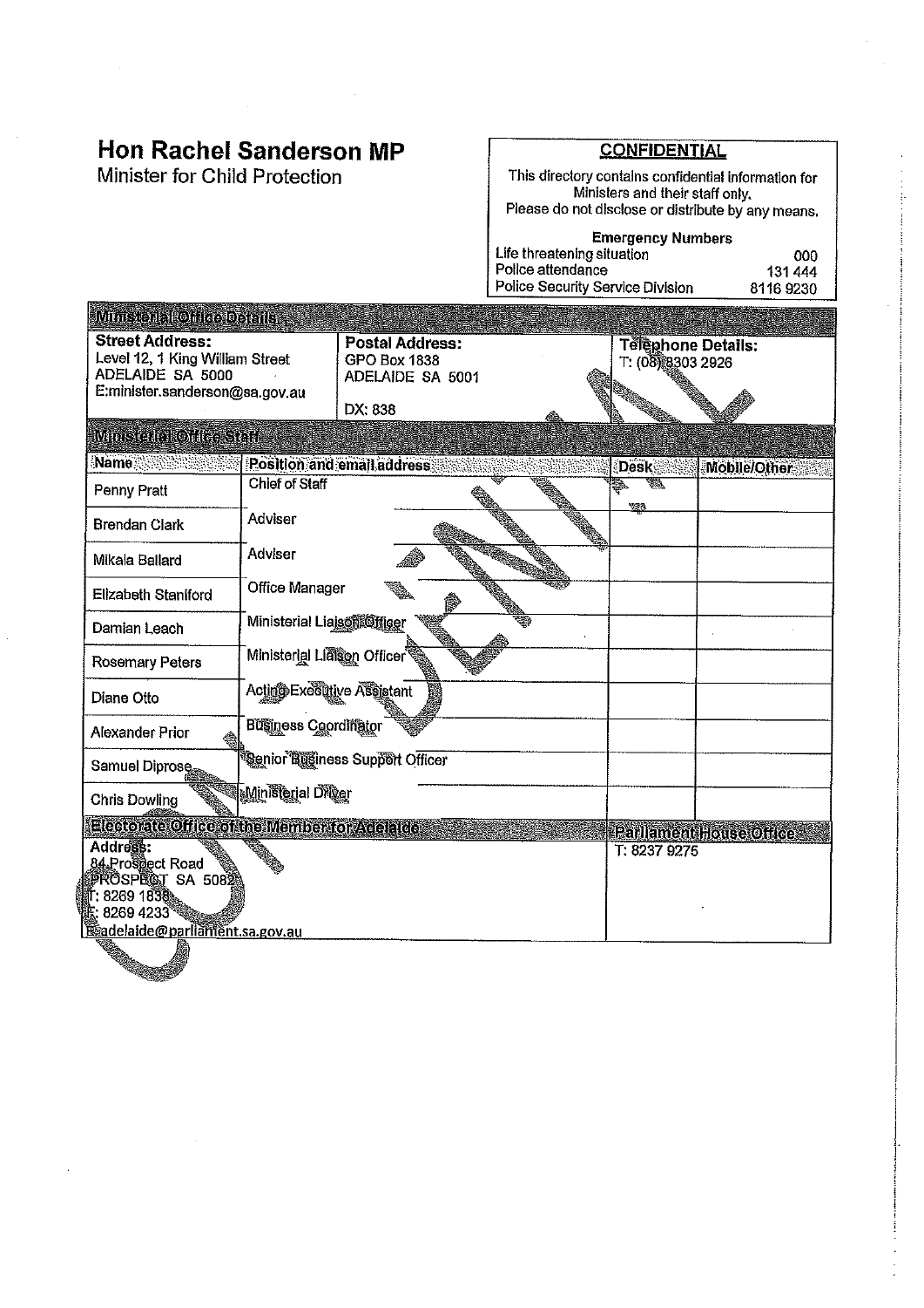# Hon Rachel Sanderson MP

Minister for Child Protection

**CONFIDENTIAL**

This directory contains confidential information for Ministers and their staff only.
Please do not disclose or distribute by any means.

**Emergency Numbers**

| | |
|---|---|
| Life threatening situation | 000 |
| Police attendance | 131 444 |
| Police Security Service Division | 8116 9230 |

## Ministerial Office Details

| Street Address: | Postal Address: | Telephone Details: |
|---|---|---|
| Level 12, 1 King William Street<br>ADELAIDE SA 5000<br>E:minister.sanderson@sa.gov.au | GPO Box 1838<br>ADELAIDE SA 5001<br><br>DX: 838 | T: (08) 8303 2926 |

## Ministerial Office Staff

| Name | Position and email address | Desk | Mobile/Other |
|---|---|---|---|
| Penny Pratt | Chief of Staff | | |
| Brendan Clark | Adviser | | |
| Mikaia Ballard | Adviser | | |
| Elizabeth Staniford | Office Manager | | |
| Damian Leach | Ministerial Liaison Officer | | |
| Rosemary Peters | Ministerial Liaison Officer | | |
| Diane Otto | Acting Executive Assistant | | |
| Alexander Prior | Business Coordinator | | |
| Samuel Diprose | Senior Business Support Officer | | |
| Chris Dowling | Ministerial Driver | | |

## Electorate Office of the Member for Adelaide

| Electorate Office of the Member for Adelaide | Parliament House Office |
|---|---|
| **Address:**<br>84 Prospect Road<br>PROSPECT SA 5082<br>T: 8269 1838<br>F: 8269 4233<br>E: adelaide@parliament.sa.gov.au | T: 8237 9275 |